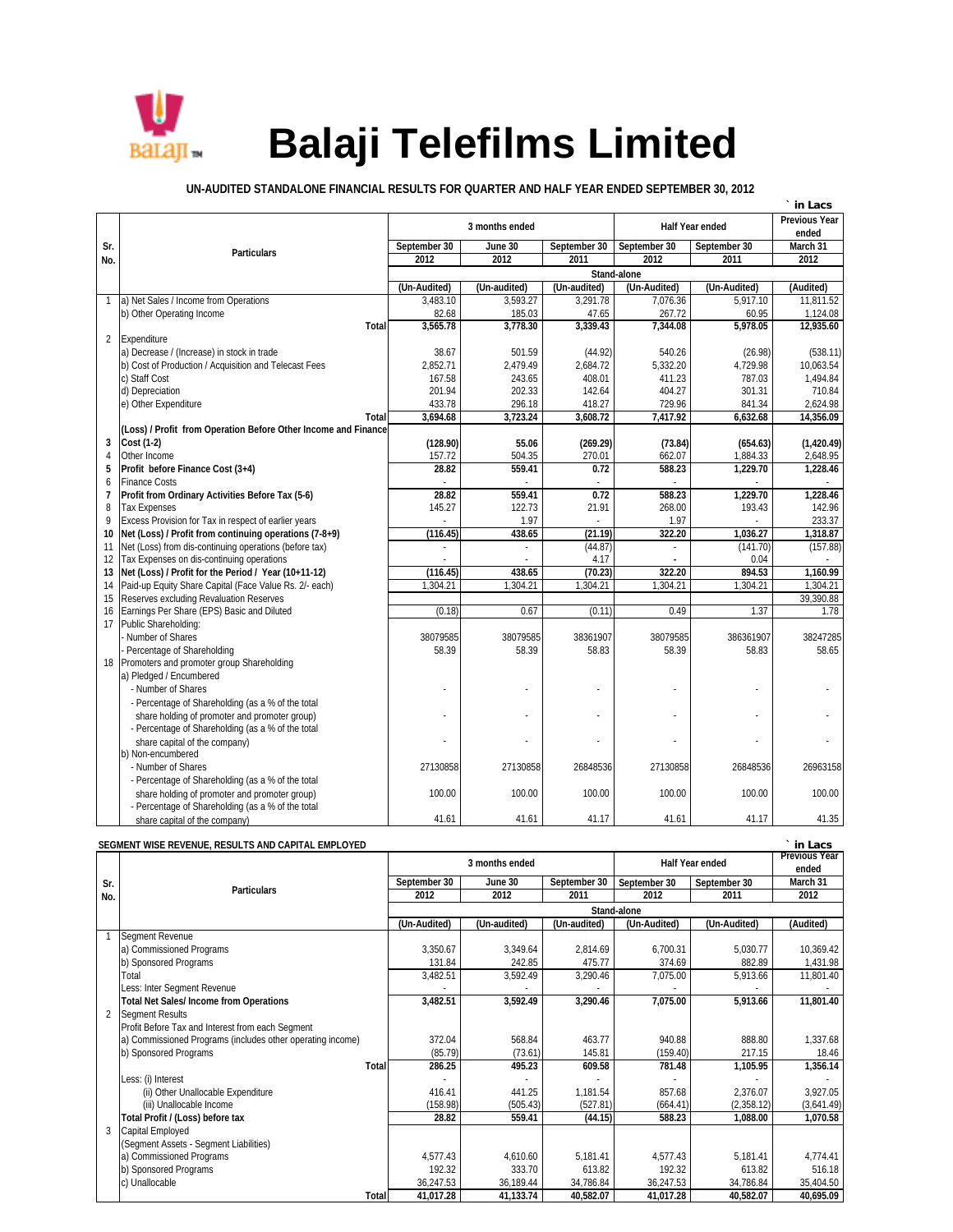# Balaji Telefilms Limited

**UN-AUDITED STANDALONE FINANCIAL RESULTS FOR QUARTER AND HALF YEAR ENDED SEPTEMBER 30, 2012**

` in Lacs

| Sr. No. | Particulars | 3 months ended | | | Half Year ended | | Previous Year ended |
|---|---|---|---|---|---|---|---|
| | | September 30 2012 | June 30 2012 | September 30 2011 | September 30 2012 | September 30 2011 | March 31 2012 |
| | | Stand-alone | | | | | |
| | | (Un-Audited) | (Un-audited) | (Un-audited) | (Un-Audited) | (Un-Audited) | (Audited) |
| 1 | a) Net Sales / Income from Operations | 3,483.10 | 3,593.27 | 3,291.78 | 7,076.36 | 5,917.10 | 11,811.52 |
| | b) Other Operating Income | 82.68 | 185.03 | 47.65 | 267.72 | 60.95 | 1,124.08 |
| | **Total** | **3,565.78** | **3,778.30** | **3,339.43** | **7,344.08** | **5,978.05** | **12,935.60** |
| 2 | Expenditure | | | | | | |
| | a) Decrease / (Increase) in stock in trade | 38.67 | 501.59 | (44.92) | 540.26 | (26.98) | (538.11) |
| | b) Cost of Production / Acquisition and Telecast Fees | 2,852.71 | 2,479.49 | 2,684.72 | 5,332.20 | 4,729.98 | 10,063.54 |
| | c) Staff Cost | 167.58 | 243.65 | 408.01 | 411.23 | 787.03 | 1,494.84 |
| | d) Depreciation | 201.94 | 202.33 | 142.64 | 404.27 | 301.31 | 710.84 |
| | e) Other Expenditure | 433.78 | 296.18 | 418.27 | 729.96 | 841.34 | 2,624.98 |
| | **Total** | **3,694.68** | **3,723.24** | **3,608.72** | **7,417.92** | **6,632.68** | **14,356.09** |
| 3 | **(Loss) / Profit from Operation Before Other Income and Finance Cost (1-2)** | **(128.90)** | **55.06** | **(269.29)** | **(73.84)** | **(654.63)** | **(1,420.49)** |
| 4 | Other Income | 157.72 | 504.35 | 270.01 | 662.07 | 1,884.33 | 2,648.95 |
| 5 | **Profit before Finance Cost (3+4)** | **28.82** | **559.41** | **0.72** | **588.23** | **1,229.70** | **1,228.46** |
| 6 | Finance Costs | - | - | - | - | - | - |
| 7 | **Profit from Ordinary Activities Before Tax (5-6)** | **28.82** | **559.41** | **0.72** | **588.23** | **1,229.70** | **1,228.46** |
| 8 | Tax Expenses | 145.27 | 122.73 | 21.91 | 268.00 | 193.43 | 142.96 |
| 9 | Excess Provision for Tax in respect of earlier years | - | 1.97 | - | 1.97 | - | 233.37 |
| 10 | **Net (Loss) / Profit from continuing operations (7-8+9)** | **(116.45)** | **438.65** | **(21.19)** | **322.20** | **1,036.27** | **1,318.87** |
| 11 | Net (Loss) from dis-continuing operations (before tax) | - | - | (44.87) | - | (141.70) | (157.88) |
| 12 | Tax Expenses on dis-continuing operations | - | - | 4.17 | - | 0.04 | - |
| 13 | **Net (Loss) / Profit for the Period / Year (10+11-12)** | **(116.45)** | **438.65** | **(70.23)** | **322.20** | **894.53** | **1,160.99** |
| 14 | Paid-up Equity Share Capital (Face Value Rs. 2/- each) | 1,304.21 | 1,304.21 | 1,304.21 | 1,304.21 | 1,304.21 | 1,304.21 |
| 15 | Reserves excluding Revaluation Reserves | | | | | | 39,390.88 |
| 16 | Earnings Per Share (EPS) Basic and Diluted | (0.18) | 0.67 | (0.11) | 0.49 | 1.37 | 1.78 |
| 17 | Public Shareholding: | | | | | | |
| | - Number of Shares | 38079585 | 38079585 | 38361907 | 38079585 | 386361907 | 38247285 |
| | - Percentage of Shareholding | 58.39 | 58.39 | 58.83 | 58.39 | 58.83 | 58.65 |
| 18 | Promoters and promoter group Shareholding | | | | | | |
| | a) Pledged / Encumbered | | | | | | |
| | - Number of Shares | - | - | - | - | - | - |
| | - Percentage of Shareholding (as a % of the total share holding of promoter and promoter group) | - | - | - | - | - | - |
| | - Percentage of Shareholding (as a % of the total share capital of the company) | - | - | - | - | - | - |
| | b) Non-encumbered | | | | | | |
| | - Number of Shares | 27130858 | 27130858 | 26848536 | 27130858 | 26848536 | 26963158 |
| | - Percentage of Shareholding (as a % of the total share holding of promoter and promoter group) | 100.00 | 100.00 | 100.00 | 100.00 | 100.00 | 100.00 |
| | - Percentage of Shareholding (as a % of the total share capital of the company) | 41.61 | 41.61 | 41.17 | 41.61 | 41.17 | 41.35 |

**SEGMENT WISE REVENUE, RESULTS AND CAPITAL EMPLOYED**

` in Lacs

| Sr. No. | Particulars | 3 months ended | | | Half Year ended | | Previous Year ended |
|---|---|---|---|---|---|---|---|
| | | September 30 2012 | June 30 2012 | September 30 2011 | September 30 2012 | September 30 2011 | March 31 2012 |
| | | Stand-alone | | | | | |
| | | (Un-Audited) | (Un-audited) | (Un-audited) | (Un-Audited) | (Un-Audited) | (Audited) |
| 1 | Segment Revenue | | | | | | |
| | a) Commissioned Programs | 3,350.67 | 3,349.64 | 2,814.69 | 6,700.31 | 5,030.77 | 10,369.42 |
| | b) Sponsored Programs | 131.84 | 242.85 | 475.77 | 374.69 | 882.89 | 1,431.98 |
| | Total | 3,482.51 | 3,592.49 | 3,290.46 | 7,075.00 | 5,913.66 | 11,801.40 |
| | Less: Inter Segment Revenue | - | - | - | - | - | - |
| | **Total Net Sales/ Income from Operations** | **3,482.51** | **3,592.49** | **3,290.46** | **7,075.00** | **5,913.66** | **11,801.40** |
| 2 | Segment Results | | | | | | |
| | Profit Before Tax and Interest from each Segment | | | | | | |
| | a) Commissioned Programs (includes other operating income) | 372.04 | 568.84 | 463.77 | 940.88 | 888.80 | 1,337.68 |
| | b) Sponsored Programs | (85.79) | (73.61) | 145.81 | (159.40) | 217.15 | 18.46 |
| | **Total** | **286.25** | **495.23** | **609.58** | **781.48** | **1,105.95** | **1,356.14** |
| | Less: (i) Interest | - | - | - | - | - | - |
| | (ii) Other Unallocable Expenditure | 416.41 | 441.25 | 1,181.54 | 857.68 | 2,376.07 | 3,927.05 |
| | (iii) Unallocable Income | (158.98) | (505.43) | (527.81) | (664.41) | (2,358.12) | (3,641.49) |
| | **Total Profit / (Loss) before tax** | **28.82** | **559.41** | **(44.15)** | **588.23** | **1,088.00** | **1,070.58** |
| 3 | Capital Employed | | | | | | |
| | (Segment Assets - Segment Liabilities) | | | | | | |
| | a) Commissioned Programs | 4,577.43 | 4,610.60 | 5,181.41 | 4,577.43 | 5,181.41 | 4,774.41 |
| | b) Sponsored Programs | 192.32 | 333.70 | 613.82 | 192.32 | 613.82 | 516.18 |
| | c) Unallocable | 36,247.53 | 36,189.44 | 34,786.84 | 36,247.53 | 34,786.84 | 35,404.50 |
| | **Total** | **41,017.28** | **41,133.74** | **40,582.07** | **41,017.28** | **40,582.07** | **40,695.09** |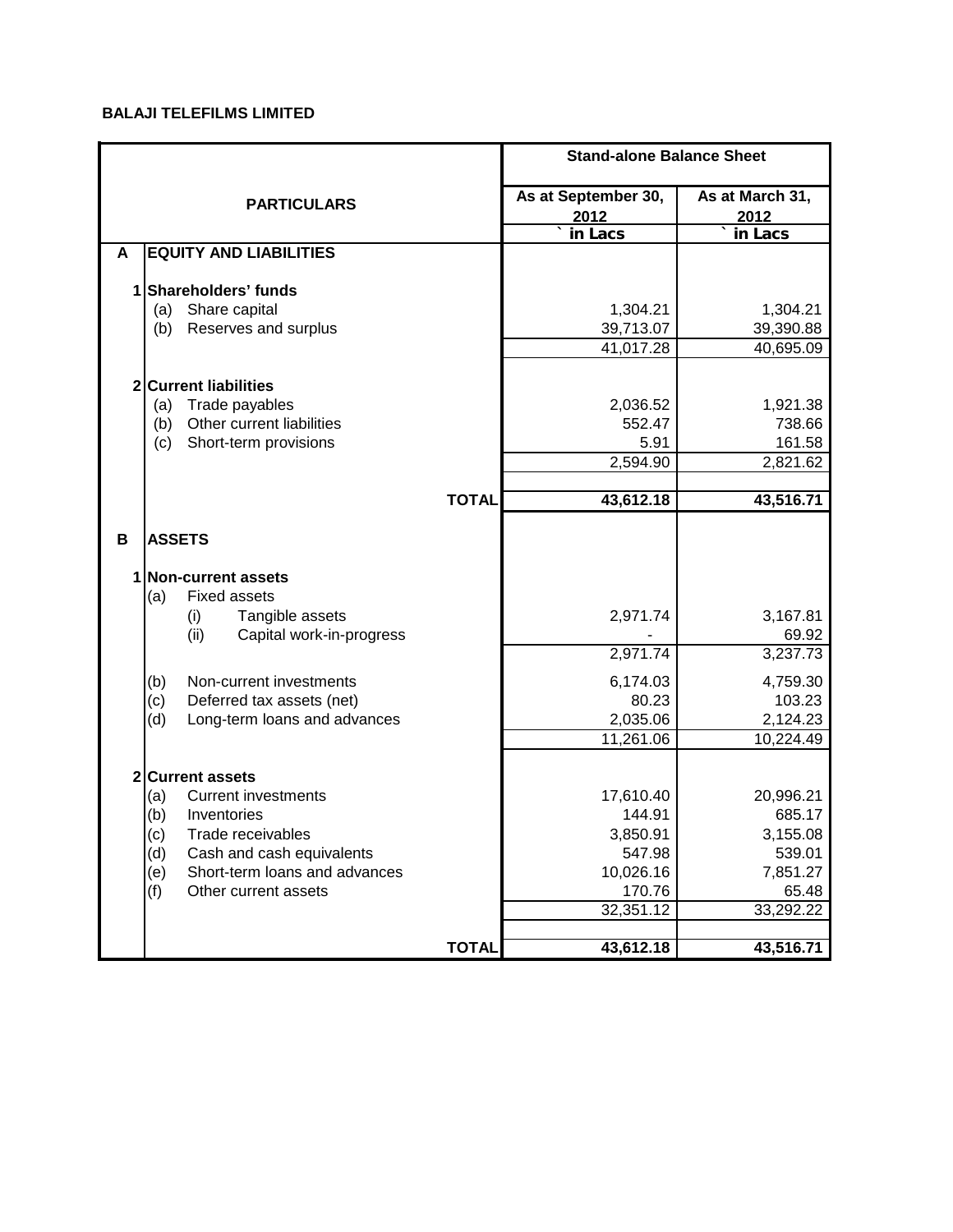**BALAJI TELEFILMS LIMITED**

| | | | Stand-alone Balance Sheet | |
|---|---|---|---|---|
| | **PARTICULARS** | | **As at September 30, 2012** | **As at March 31, 2012** |
| | | | ` in Lacs | ` in Lacs |
| **A** | **EQUITY AND LIABILITIES** | | | |
| **1** | **Shareholders' funds** | | | |
| | (a) | Share capital | 1,304.21 | 1,304.21 |
| | (b) | Reserves and surplus | 39,713.07 | 39,390.88 |
| | | | 41,017.28 | 40,695.09 |
| **2** | **Current liabilities** | | | |
| | (a) | Trade payables | 2,036.52 | 1,921.38 |
| | (b) | Other current liabilities | 552.47 | 738.66 |
| | (c) | Short-term provisions | 5.91 | 161.58 |
| | | | 2,594.90 | 2,821.62 |
| | | **TOTAL** | **43,612.18** | **43,516.71** |
| **B** | **ASSETS** | | | |
| **1** | **Non-current assets** | | | |
| | (a) | Fixed assets | | |
| | | (i) Tangible assets | 2,971.74 | 3,167.81 |
| | | (ii) Capital work-in-progress | - | 69.92 |
| | | | 2,971.74 | 3,237.73 |
| | (b) | Non-current investments | 6,174.03 | 4,759.30 |
| | (c) | Deferred tax assets (net) | 80.23 | 103.23 |
| | (d) | Long-term loans and advances | 2,035.06 | 2,124.23 |
| | | | 11,261.06 | 10,224.49 |
| **2** | **Current assets** | | | |
| | (a) | Current investments | 17,610.40 | 20,996.21 |
| | (b) | Inventories | 144.91 | 685.17 |
| | (c) | Trade receivables | 3,850.91 | 3,155.08 |
| | (d) | Cash and cash equivalents | 547.98 | 539.01 |
| | (e) | Short-term loans and advances | 10,026.16 | 7,851.27 |
| | (f) | Other current assets | 170.76 | 65.48 |
| | | | 32,351.12 | 33,292.22 |
| | | **TOTAL** | **43,612.18** | **43,516.71** |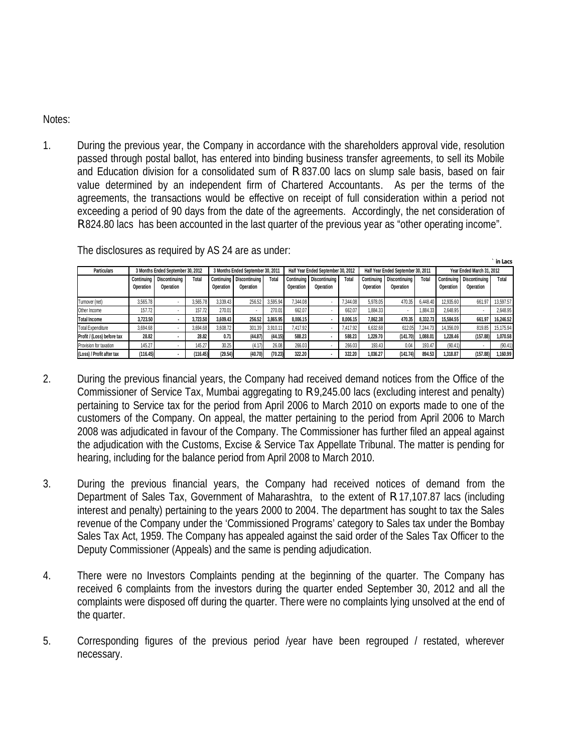Notes:

1. During the previous year, the Company in accordance with the shareholders approval vide, resolution passed through postal ballot, has entered into binding business transfer agreements, to sell its Mobile and Education division for a consolidated sum of R 837.00 lacs on slump sale basis, based on fair value determined by an independent firm of Chartered Accountants. As per the terms of the agreements, the transactions would be effective on receipt of full consideration within a period not exceeding a period of 90 days from the date of the agreements. Accordingly, the net consideration of R824.80 lacs has been accounted in the last quarter of the previous year as "other operating income".

   The disclosures as required by AS 24 are as under:

` in Lacs

| Particulars | 3 Months Ended September 30, 2012 | | | 3 Months Ended September 30, 2011 | | | Half Year Ended September 30, 2012 | | | Half Year Ended September 30, 2011 | | | Year Ended March 31, 2012 | | |
|---|---|---|---|---|---|---|---|---|---|---|---|---|---|---|---|
| | Continuing Operation | Discontinuing Operation | Total | Continuing Operation | Discontinuing Operation | Total | Continuing Operation | Discontinuing Operation | Total | Continuing Operation | Discontinuing Operation | Total | Continuing Operation | Discontinuing Operation | Total |
| Turnover (net) | 3,565.78 | - | 3,565.78 | 3,339.43 | 256.52 | 3,595.94 | 7,344.08 | - | 7,344.08 | 5,978.05 | 470.35 | 6,448.40 | 12,935.60 | 661.97 | 13,597.57 |
| Other Income | 157.72 | - | 157.72 | 270.01 | - | 270.01 | 662.07 | - | 662.07 | 1,884.33 | - | 1,884.33 | 2,648.95 | - | 2,648.95 |
| **Total Income** | **3,723.50** | **-** | **3,723.50** | **3,609.43** | **256.52** | **3,865.95** | **8,006.15** | **-** | **8,006.15** | **7,862.38** | **470.35** | **8,332.73** | **15,584.55** | **661.97** | **16,246.52** |
| Total Expenditure | 3,694.68 | - | 3,694.68 | 3,608.72 | 301.39 | 3,910.11 | 7,417.92 | - | 7,417.92 | 6,632.68 | 612.05 | 7,244.73 | 14,356.09 | 819.85 | 15,175.94 |
| **Profit / (Loss) before tax** | **28.82** | **-** | **28.82** | **0.71** | **(44.87)** | **(44.15)** | **588.23** | **-** | **588.23** | **1,229.70** | **(141.70)** | **1,088.01** | **1,228.46** | **(157.88)** | **1,070.58** |
| Provision for taxation | 145.27 | - | 145.27 | 30.25 | (4.17) | 26.08 | 266.03 | - | 266.03 | 193.43 | 0.04 | 193.47 | (90.41) | - | (90.41) |
| **(Loss) / Profit after tax** | **(116.45)** | **-** | **(116.45)** | **(29.54)** | **(40.70)** | **(70.23)** | **322.20** | **-** | **322.20** | **1,036.27** | **(141.74)** | **894.53** | **1,318.87** | **(157.88)** | **1,160.99** |

2. During the previous financial years, the Company had received demand notices from the Office of the Commissioner of Service Tax, Mumbai aggregating to R9,245.00 lacs (excluding interest and penalty) pertaining to Service tax for the period from April 2006 to March 2010 on exports made to one of the customers of the Company. On appeal, the matter pertaining to the period from April 2006 to March 2008 was adjudicated in favour of the Company. The Commissioner has further filed an appeal against the adjudication with the Customs, Excise & Service Tax Appellate Tribunal. The matter is pending for hearing, including for the balance period from April 2008 to March 2010.

3. During the previous financial years, the Company had received notices of demand from the Department of Sales Tax, Government of Maharashtra, to the extent of R 17,107.87 lacs (including interest and penalty) pertaining to the years 2000 to 2004. The department has sought to tax the Sales revenue of the Company under the 'Commissioned Programs' category to Sales tax under the Bombay Sales Tax Act, 1959. The Company has appealed against the said order of the Sales Tax Officer to the Deputy Commissioner (Appeals) and the same is pending adjudication.

4. There were no Investors Complaints pending at the beginning of the quarter. The Company has received 6 complaints from the investors during the quarter ended September 30, 2012 and all the complaints were disposed off during the quarter. There were no complaints lying unsolved at the end of the quarter.

5. Corresponding figures of the previous period /year have been regrouped / restated, wherever necessary.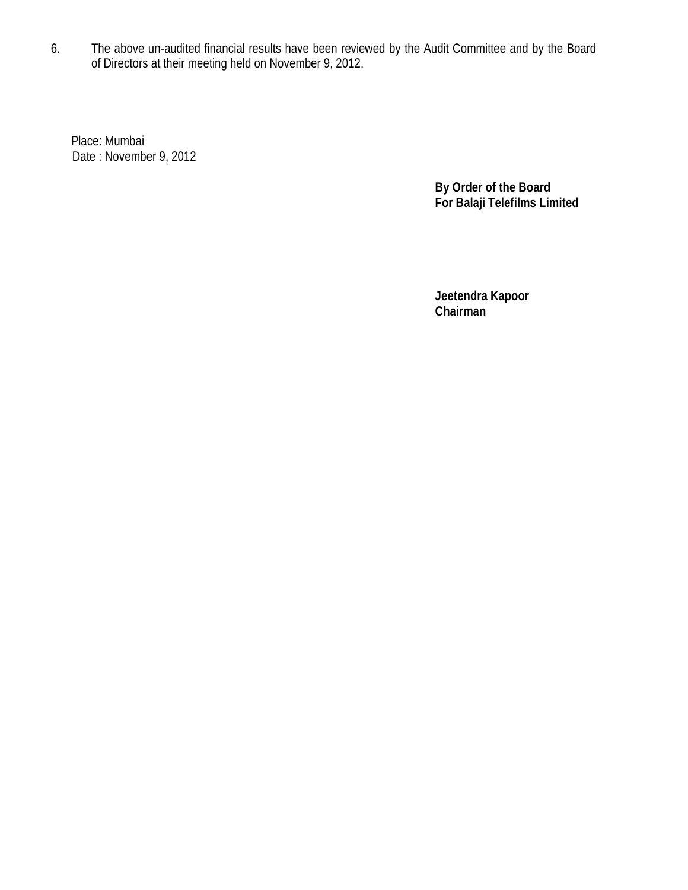6. The above un-audited financial results have been reviewed by the Audit Committee and by the Board of Directors at their meeting held on November 9, 2012.

Place: Mumbai
Date : November 9, 2012

**By Order of the Board**
**For Balaji Telefilms Limited**

**Jeetendra Kapoor**
**Chairman**